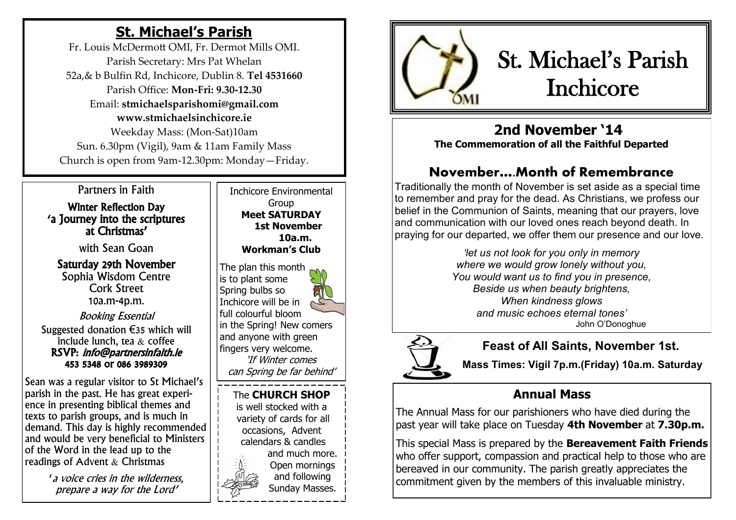## St. Michael's Parish

Fr. Louis McDermott OMI, Fr. Dermot Mills OMI.
Parish Secretary: Mrs Pat Whelan
52a,& b Bulfin Rd, Inchicore, Dublin 8. **Tel 4531660**
Parish Office: **Mon-Fri: 9.30-12.30**
Email: **stmichaelsparishomi@gmail.com**
**www.stmichaelsinchicore.ie**
Weekday Mass: (Mon-Sat)10am
Sun. 6.30pm (Vigil), 9am & 11am Family Mass
Church is open from 9am-12.30pm: Monday—Friday.

### Partners in Faith

**Winter Reflection Day**
**'a Journey into the scriptures at Christmas'**

with Sean Goan

**Saturday 29th November**
Sophia Wisdom Centre
Cork Street
10a.m-4p.m.

*Booking Essential*

Suggested donation €35 which will include lunch, tea & coffee
**RSVP:** ***info@partnersinfaith.ie***
**453 5348 or 086 3989309**

Sean was a regular visitor to St Michael's parish in the past. He has great experience in presenting biblical themes and texts to parish groups, and is much in demand. This day is highly recommended and would be very beneficial to Ministers of the Word in the lead up to the readings of Advent & Christmas

*'a voice cries in the wilderness, prepare a way for the Lord'*

### Inchicore Environmental Group

**Meet SATURDAY**
**1st November**
**10a.m.**
**Workman's Club**

The plan this month is to plant some Spring bulbs so Inchicore will be in full colourful bloom in the Spring! New comers and anyone with green fingers very welcome.

*'If Winter comes can Spring be far behind'*

The **CHURCH SHOP** is well stocked with a variety of cards for all occasions, Advent calendars & candles and much more. Open mornings and following Sunday Masses.

# St. Michael's Parish Inchicore

## 2nd November '14

**The Commemoration of all the Faithful Departed**

## November….Month of Remembrance

Traditionally the month of November is set aside as a special time to remember and pray for the dead. As Christians, we profess our belief in the Communion of Saints, meaning that our prayers, love and communication with our loved ones reach beyond death. In praying for our departed, we offer them our presence and our love.

*'let us not look for you only in memory*
*where we would grow lonely without you,*
*You would want us to find you in presence,*
*Beside us when beauty brightens,*
*When kindness glows*
*and music echoes eternal tones'*
John O'Donoghue

### Feast of All Saints, November 1st.

**Mass Times: Vigil 7p.m.(Friday) 10a.m. Saturday**

### Annual Mass

The Annual Mass for our parishioners who have died during the past year will take place on Tuesday **4th November** at **7.30p.m.**

This special Mass is prepared by the **Bereavement Faith Friends** who offer support, compassion and practical help to those who are bereaved in our community. The parish greatly appreciates the commitment given by the members of this invaluable ministry.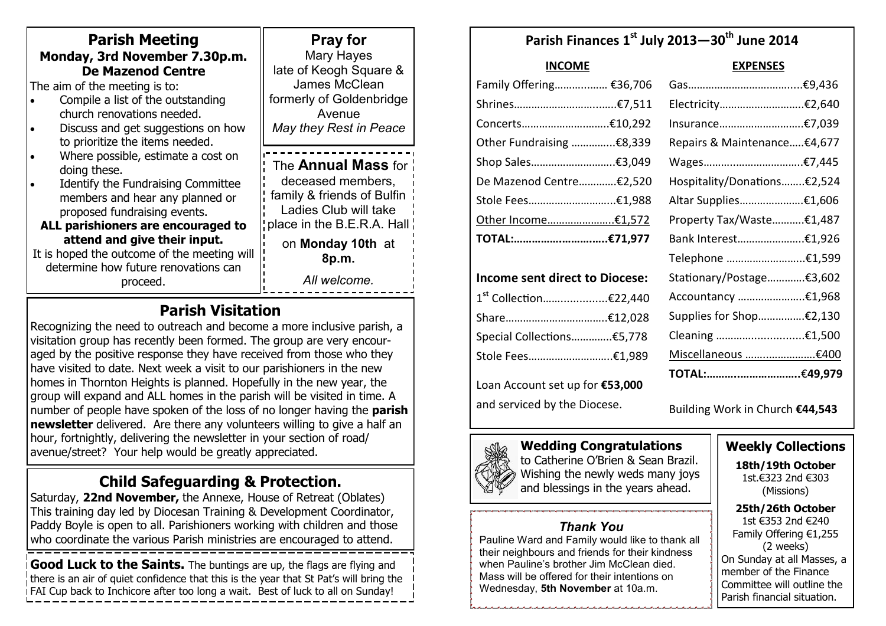## Parish Meeting

**Monday, 3rd November 7.30p.m.**
**De Mazenod Centre**

The aim of the meeting is to:

- Compile a list of the outstanding church renovations needed.
- Discuss and get suggestions on how to prioritize the items needed.
- Where possible, estimate a cost on doing these.
- Identify the Fundraising Committee members and hear any planned or proposed fundraising events.

**ALL parishioners are encouraged to attend and give their input.**

It is hoped the outcome of the meeting will determine how future renovations can proceed.

## Pray for

Mary Hayes late of Keogh Square & James McClean formerly of Goldenbridge Avenue

*May they Rest in Peace*

The **Annual Mass** for deceased members, family & friends of Bulfin Ladies Club will take place in the B.E.R.A. Hall on **Monday 10th** at **8p.m.**

*All welcome.*

## Parish Visitation

Recognizing the need to outreach and become a more inclusive parish, a visitation group has recently been formed. The group are very encouraged by the positive response they have received from those who they have visited to date. Next week a visit to our parishioners in the new homes in Thornton Heights is planned. Hopefully in the new year, the group will expand and ALL homes in the parish will be visited in time. A number of people have spoken of the loss of no longer having the **parish newsletter** delivered. Are there any volunteers willing to give a half an hour, fortnightly, delivering the newsletter in your section of road/avenue/street? Your help would be greatly appreciated.

## Child Safeguarding & Protection.

Saturday, **22nd November,** the Annexe, House of Retreat (Oblates) This training day led by Diocesan Training & Development Coordinator, Paddy Boyle is open to all. Parishioners working with children and those who coordinate the various Parish ministries are encouraged to attend.

**Good Luck to the Saints.** The buntings are up, the flags are flying and there is an air of quiet confidence that this is the year that St Pat's will bring the FAI Cup back to Inchicore after too long a wait. Best of luck to all on Sunday!

## Parish Finances 1st July 2013—30th June 2014

| INCOME | | EXPENSES | |
|---|---|---|---|
| Family Offering | €36,706 | Gas | €9,436 |
| Shrines | €7,511 | Electricity | €2,640 |
| Concerts | €10,292 | Insurance | €7,039 |
| Other Fundraising | €8,339 | Repairs & Maintenance | €4,677 |
| Shop Sales | €3,049 | Wages | €7,445 |
| De Mazenod Centre | €2,520 | Hospitality/Donations | €2,524 |
| Stole Fees | €1,988 | Altar Supplies | €1,606 |
| Other Income | €1,572 | Property Tax/Waste | €1,487 |
| **TOTAL:** | **€71,977** | Bank Interest | €1,926 |
| | | Telephone | €1,599 |
| **Income sent direct to Diocese:** | | Stationary/Postage | €3,602 |
| 1st Collection | €22,440 | Accountancy | €1,968 |
| Share | €12,028 | Supplies for Shop | €2,130 |
| Special Collections | €5,778 | Cleaning | €1,500 |
| Stole Fees | €1,989 | Miscellaneous | €400 |
| | | **TOTAL:** | **€49,979** |

Loan Account set up for **€53,000** and serviced by the Diocese.

Building Work in Church **€44,543**

## Wedding Congratulations

to Catherine O'Brien & Sean Brazil. Wishing the newly weds many joys and blessings in the years ahead.

### *Thank You*

Pauline Ward and Family would like to thank all their neighbours and friends for their kindness when Pauline's brother Jim McClean died. Mass will be offered for their intentions on Wednesday, **5th November** at 10a.m.

## Weekly Collections

**18th/19th October**
1st.€323 2nd €303 (Missions)

**25th/26th October**
1st €353 2nd €240
Family Offering €1,255 (2 weeks)

On Sunday at all Masses, a member of the Finance Committee will outline the Parish financial situation.